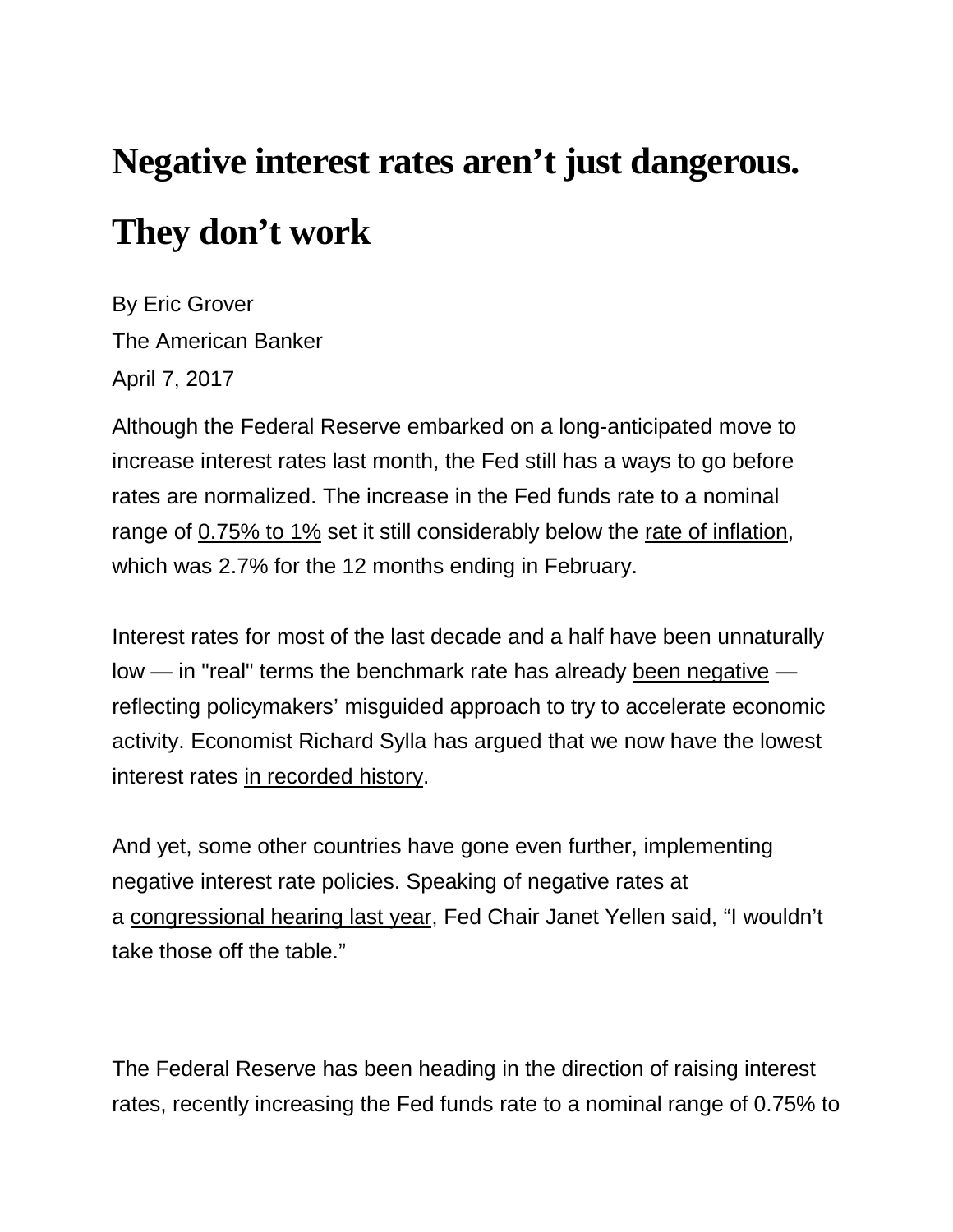# Negative interest rates aren't just dangerous. They don't work

By Eric Grover
The American Banker
April 7, 2017

Although the Federal Reserve embarked on a long-anticipated move to increase interest rates last month, the Fed still has a ways to go before rates are normalized. The increase in the Fed funds rate to a nominal range of 0.75% to 1% set it still considerably below the rate of inflation, which was 2.7% for the 12 months ending in February.

Interest rates for most of the last decade and a half have been unnaturally low — in "real" terms the benchmark rate has already been negative — reflecting policymakers' misguided approach to try to accelerate economic activity. Economist Richard Sylla has argued that we now have the lowest interest rates in recorded history.

And yet, some other countries have gone even further, implementing negative interest rate policies. Speaking of negative rates at a congressional hearing last year, Fed Chair Janet Yellen said, "I wouldn't take those off the table."

The Federal Reserve has been heading in the direction of raising interest rates, recently increasing the Fed funds rate to a nominal range of 0.75% to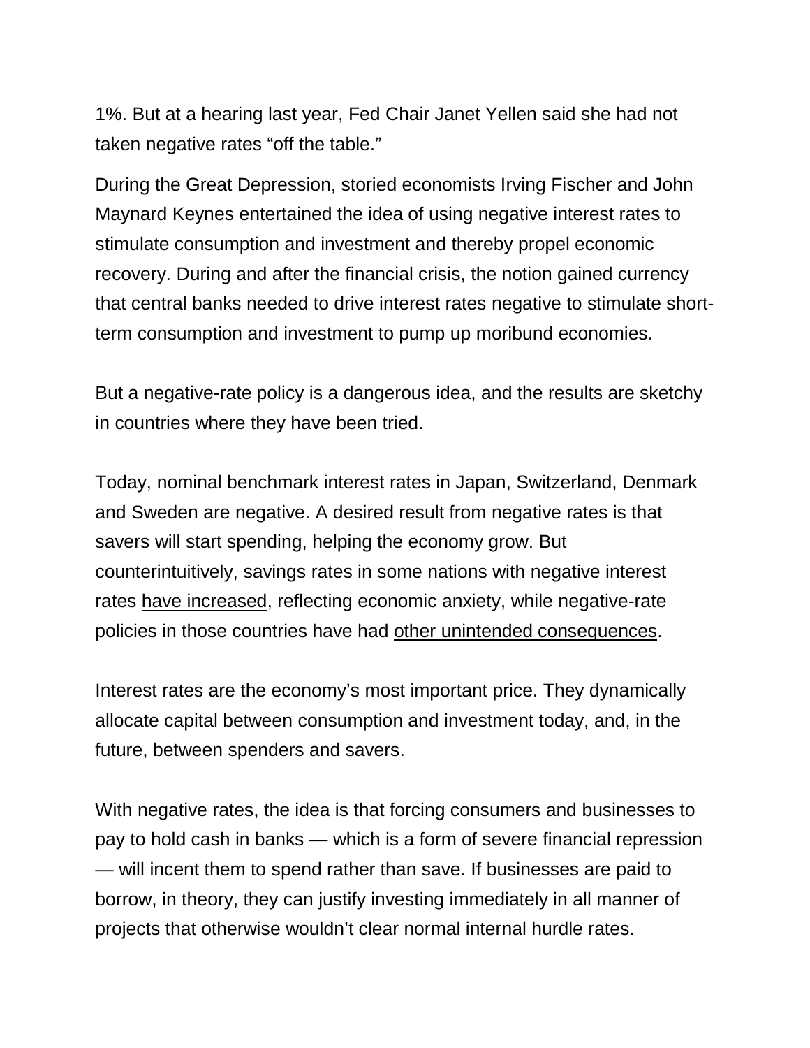1%. But at a hearing last year, Fed Chair Janet Yellen said she had not taken negative rates "off the table."

During the Great Depression, storied economists Irving Fischer and John Maynard Keynes entertained the idea of using negative interest rates to stimulate consumption and investment and thereby propel economic recovery. During and after the financial crisis, the notion gained currency that central banks needed to drive interest rates negative to stimulate short-term consumption and investment to pump up moribund economies.

But a negative-rate policy is a dangerous idea, and the results are sketchy in countries where they have been tried.

Today, nominal benchmark interest rates in Japan, Switzerland, Denmark and Sweden are negative. A desired result from negative rates is that savers will start spending, helping the economy grow. But counterintuitively, savings rates in some nations with negative interest rates have increased, reflecting economic anxiety, while negative-rate policies in those countries have had other unintended consequences.

Interest rates are the economy's most important price. They dynamically allocate capital between consumption and investment today, and, in the future, between spenders and savers.

With negative rates, the idea is that forcing consumers and businesses to pay to hold cash in banks — which is a form of severe financial repression — will incent them to spend rather than save. If businesses are paid to borrow, in theory, they can justify investing immediately in all manner of projects that otherwise wouldn't clear normal internal hurdle rates.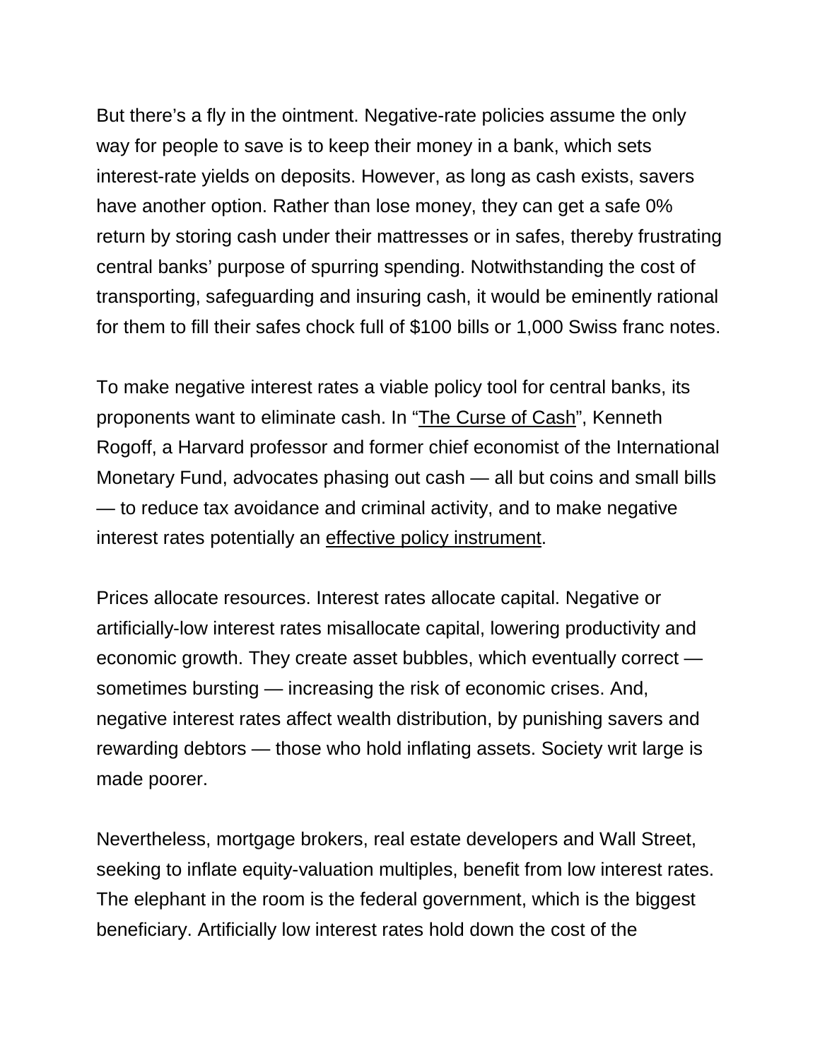But there's a fly in the ointment. Negative-rate policies assume the only way for people to save is to keep their money in a bank, which sets interest-rate yields on deposits. However, as long as cash exists, savers have another option. Rather than lose money, they can get a safe 0% return by storing cash under their mattresses or in safes, thereby frustrating central banks' purpose of spurring spending. Notwithstanding the cost of transporting, safeguarding and insuring cash, it would be eminently rational for them to fill their safes chock full of $100 bills or 1,000 Swiss franc notes.

To make negative interest rates a viable policy tool for central banks, its proponents want to eliminate cash. In "The Curse of Cash", Kenneth Rogoff, a Harvard professor and former chief economist of the International Monetary Fund, advocates phasing out cash — all but coins and small bills — to reduce tax avoidance and criminal activity, and to make negative interest rates potentially an effective policy instrument.

Prices allocate resources. Interest rates allocate capital. Negative or artificially-low interest rates misallocate capital, lowering productivity and economic growth. They create asset bubbles, which eventually correct — sometimes bursting — increasing the risk of economic crises. And, negative interest rates affect wealth distribution, by punishing savers and rewarding debtors — those who hold inflating assets. Society writ large is made poorer.

Nevertheless, mortgage brokers, real estate developers and Wall Street, seeking to inflate equity-valuation multiples, benefit from low interest rates. The elephant in the room is the federal government, which is the biggest beneficiary. Artificially low interest rates hold down the cost of the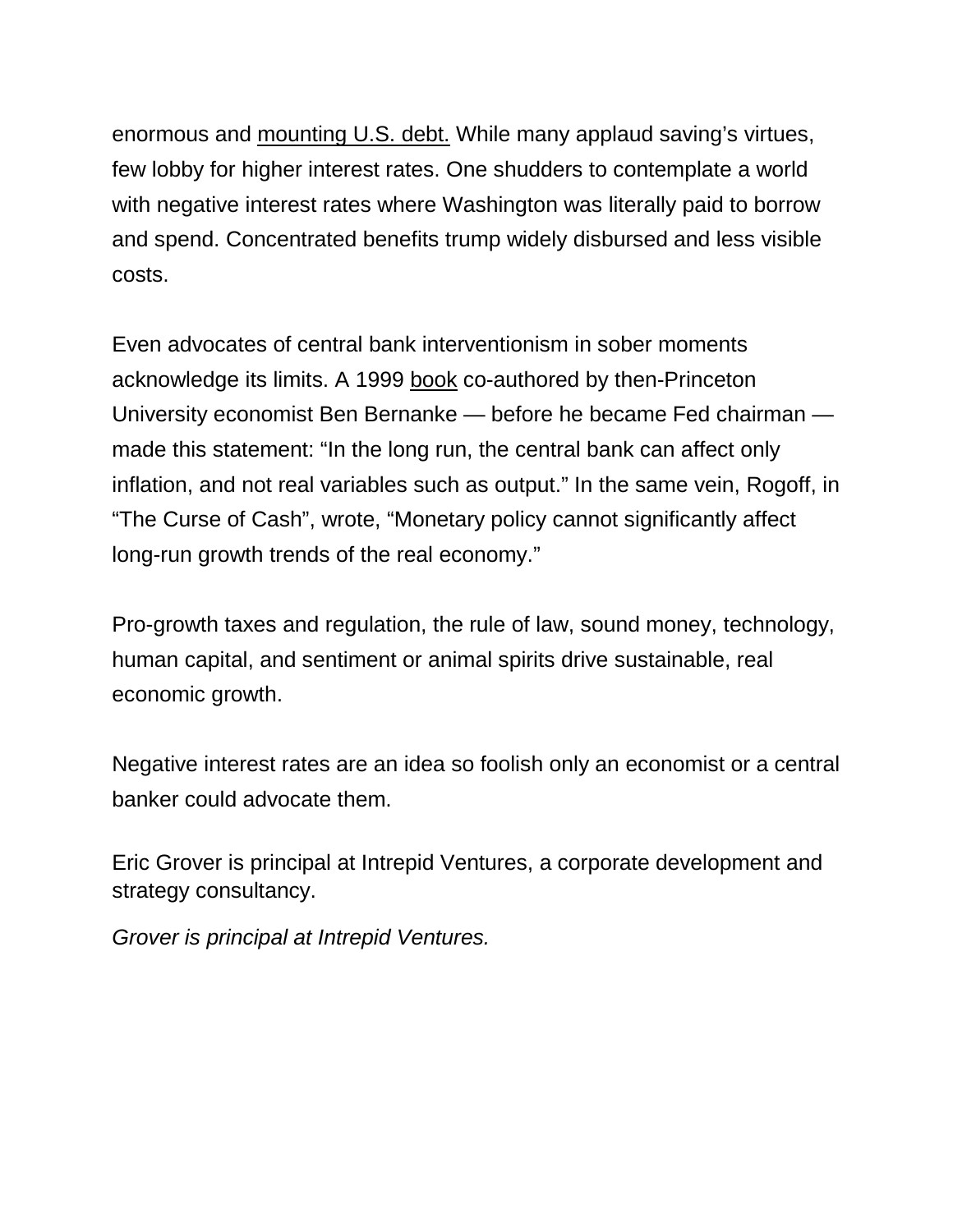enormous and mounting U.S. debt. While many applaud saving's virtues, few lobby for higher interest rates. One shudders to contemplate a world with negative interest rates where Washington was literally paid to borrow and spend. Concentrated benefits trump widely disbursed and less visible costs.

Even advocates of central bank interventionism in sober moments acknowledge its limits. A 1999 book co-authored by then-Princeton University economist Ben Bernanke — before he became Fed chairman — made this statement: "In the long run, the central bank can affect only inflation, and not real variables such as output." In the same vein, Rogoff, in "The Curse of Cash", wrote, "Monetary policy cannot significantly affect long-run growth trends of the real economy."

Pro-growth taxes and regulation, the rule of law, sound money, technology, human capital, and sentiment or animal spirits drive sustainable, real economic growth.

Negative interest rates are an idea so foolish only an economist or a central banker could advocate them.

Eric Grover is principal at Intrepid Ventures, a corporate development and strategy consultancy.

*Grover is principal at Intrepid Ventures.*